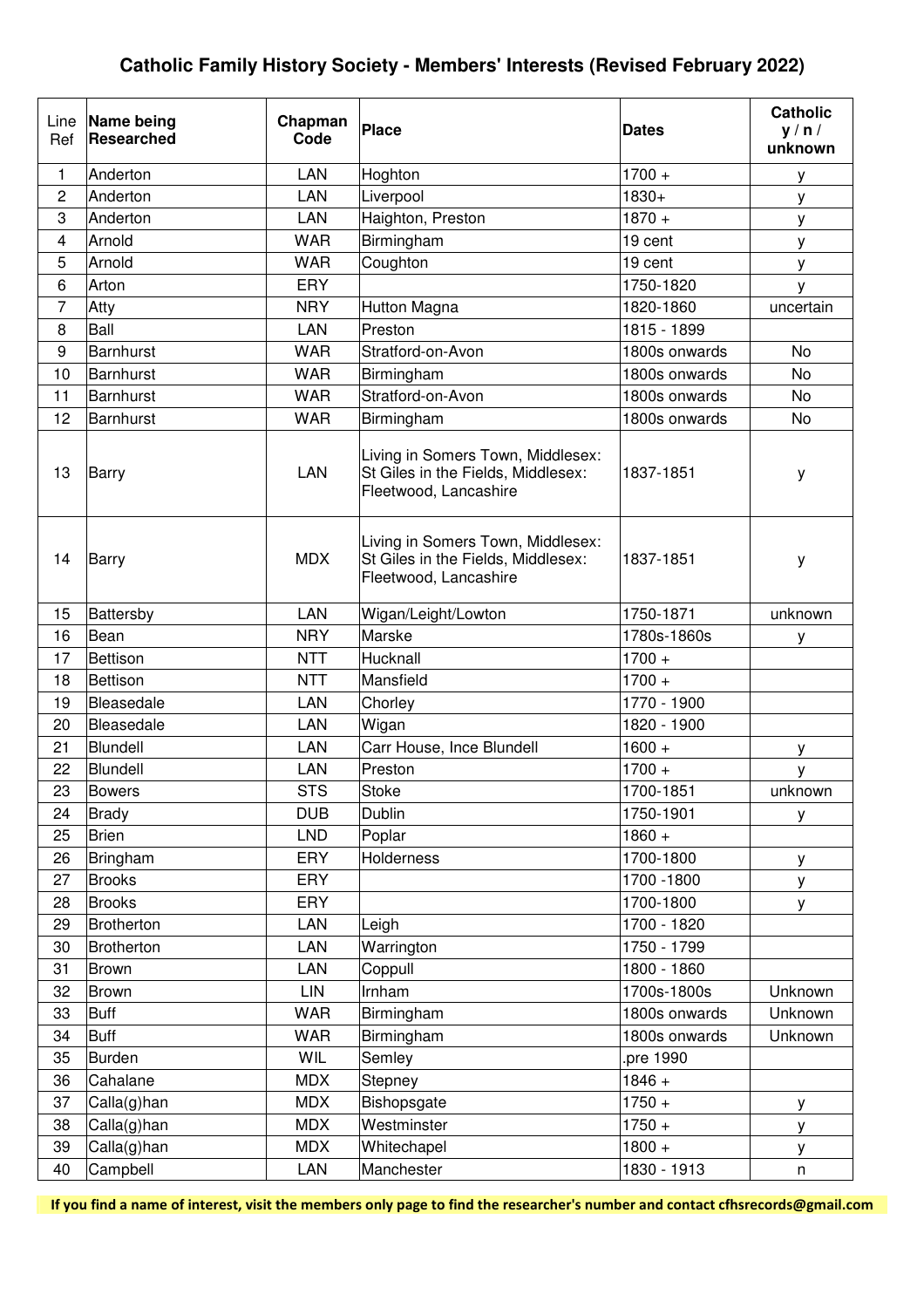# Catholic Family History Society - Members' Interests (Revised February 2022)

| Line Ref | Name being Researched | Chapman Code | Place | Dates | Catholic y / n / unknown |
|---|---|---|---|---|---|
| 1 | Anderton | LAN | Hoghton | 1700 + | y |
| 2 | Anderton | LAN | Liverpool | 1830+ | y |
| 3 | Anderton | LAN | Haighton, Preston | 1870 + | y |
| 4 | Arnold | WAR | Birmingham | 19 cent | y |
| 5 | Arnold | WAR | Coughton | 19 cent | y |
| 6 | Arton | ERY | | 1750-1820 | y |
| 7 | Atty | NRY | Hutton Magna | 1820-1860 | uncertain |
| 8 | Ball | LAN | Preston | 1815 - 1899 | |
| 9 | Barnhurst | WAR | Stratford-on-Avon | 1800s onwards | No |
| 10 | Barnhurst | WAR | Birmingham | 1800s onwards | No |
| 11 | Barnhurst | WAR | Stratford-on-Avon | 1800s onwards | No |
| 12 | Barnhurst | WAR | Birmingham | 1800s onwards | No |
| 13 | Barry | LAN | Living in Somers Town, Middlesex: St Giles in the Fields, Middlesex: Fleetwood, Lancashire | 1837-1851 | y |
| 14 | Barry | MDX | Living in Somers Town, Middlesex: St Giles in the Fields, Middlesex: Fleetwood, Lancashire | 1837-1851 | y |
| 15 | Battersby | LAN | Wigan/Leight/Lowton | 1750-1871 | unknown |
| 16 | Bean | NRY | Marske | 1780s-1860s | y |
| 17 | Bettison | NTT | Hucknall | 1700 + | |
| 18 | Bettison | NTT | Mansfield | 1700 + | |
| 19 | Bleasedale | LAN | Chorley | 1770 - 1900 | |
| 20 | Bleasedale | LAN | Wigan | 1820 - 1900 | |
| 21 | Blundell | LAN | Carr House, Ince Blundell | 1600 + | y |
| 22 | Blundell | LAN | Preston | 1700 + | y |
| 23 | Bowers | STS | Stoke | 1700-1851 | unknown |
| 24 | Brady | DUB | Dublin | 1750-1901 | y |
| 25 | Brien | LND | Poplar | 1860 + | |
| 26 | Bringham | ERY | Holderness | 1700-1800 | y |
| 27 | Brooks | ERY | | 1700 -1800 | y |
| 28 | Brooks | ERY | | 1700-1800 | y |
| 29 | Brotherton | LAN | Leigh | 1700 - 1820 | |
| 30 | Brotherton | LAN | Warrington | 1750 - 1799 | |
| 31 | Brown | LAN | Coppull | 1800 - 1860 | |
| 32 | Brown | LIN | Irnham | 1700s-1800s | Unknown |
| 33 | Buff | WAR | Birmingham | 1800s onwards | Unknown |
| 34 | Buff | WAR | Birmingham | 1800s onwards | Unknown |
| 35 | Burden | WIL | Semley | .pre 1990 | |
| 36 | Cahalane | MDX | Stepney | 1846 + | |
| 37 | Calla(g)han | MDX | Bishopsgate | 1750 + | y |
| 38 | Calla(g)han | MDX | Westminster | 1750 + | y |
| 39 | Calla(g)han | MDX | Whitechapel | 1800 + | y |
| 40 | Campbell | LAN | Manchester | 1830 - 1913 | n |

**If you find a name of interest, visit the members only page to find the researcher's number and contact cfhsrecords@gmail.com**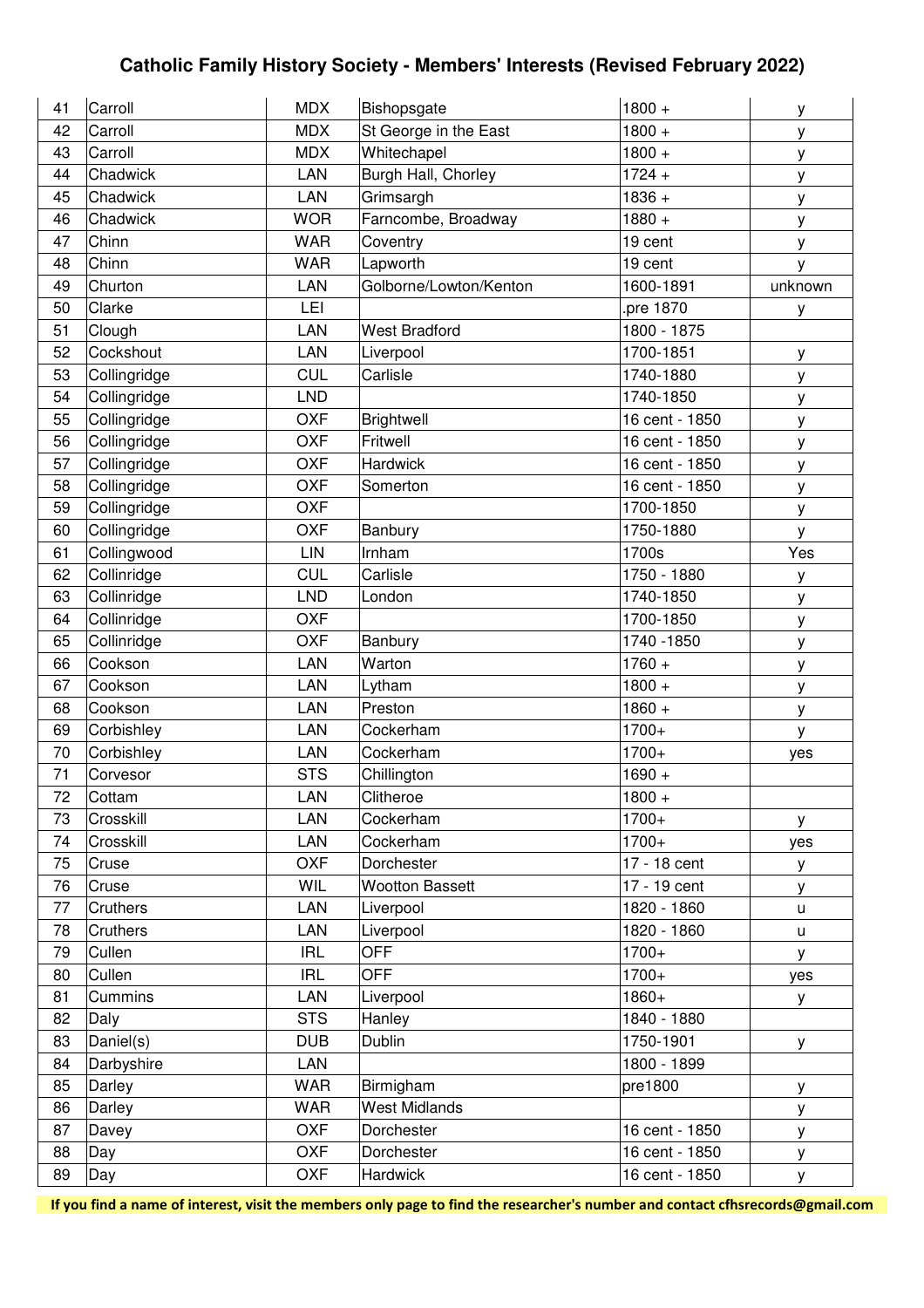# Catholic Family History Society - Members' Interests (Revised February 2022)

| | | | | | |
|---|---|---|---|---|---|
| 41 | Carroll | MDX | Bishopsgate | 1800 + | y |
| 42 | Carroll | MDX | St George in the East | 1800 + | y |
| 43 | Carroll | MDX | Whitechapel | 1800 + | y |
| 44 | Chadwick | LAN | Burgh Hall, Chorley | 1724 + | y |
| 45 | Chadwick | LAN | Grimsargh | 1836 + | y |
| 46 | Chadwick | WOR | Farncombe, Broadway | 1880 + | y |
| 47 | Chinn | WAR | Coventry | 19 cent | y |
| 48 | Chinn | WAR | Lapworth | 19 cent | y |
| 49 | Churton | LAN | Golborne/Lowton/Kenton | 1600-1891 | unknown |
| 50 | Clarke | LEI | | .pre 1870 | y |
| 51 | Clough | LAN | West Bradford | 1800 - 1875 | |
| 52 | Cockshout | LAN | Liverpool | 1700-1851 | y |
| 53 | Collingridge | CUL | Carlisle | 1740-1880 | y |
| 54 | Collingridge | LND | | 1740-1850 | y |
| 55 | Collingridge | OXF | Brightwell | 16 cent - 1850 | y |
| 56 | Collingridge | OXF | Fritwell | 16 cent - 1850 | y |
| 57 | Collingridge | OXF | Hardwick | 16 cent - 1850 | y |
| 58 | Collingridge | OXF | Somerton | 16 cent - 1850 | y |
| 59 | Collingridge | OXF | | 1700-1850 | y |
| 60 | Collingridge | OXF | Banbury | 1750-1880 | y |
| 61 | Collingwood | LIN | Irnham | 1700s | Yes |
| 62 | Collinridge | CUL | Carlisle | 1750 - 1880 | y |
| 63 | Collinridge | LND | London | 1740-1850 | y |
| 64 | Collinridge | OXF | | 1700-1850 | y |
| 65 | Collinridge | OXF | Banbury | 1740 -1850 | y |
| 66 | Cookson | LAN | Warton | 1760 + | y |
| 67 | Cookson | LAN | Lytham | 1800 + | y |
| 68 | Cookson | LAN | Preston | 1860 + | y |
| 69 | Corbishley | LAN | Cockerham | 1700+ | y |
| 70 | Corbishley | LAN | Cockerham | 1700+ | yes |
| 71 | Corvesor | STS | Chillington | 1690 + | |
| 72 | Cottam | LAN | Clitheroe | 1800 + | |
| 73 | Crosskill | LAN | Cockerham | 1700+ | y |
| 74 | Crosskill | LAN | Cockerham | 1700+ | yes |
| 75 | Cruse | OXF | Dorchester | 17 - 18 cent | y |
| 76 | Cruse | WIL | Wootton Bassett | 17 - 19 cent | y |
| 77 | Cruthers | LAN | Liverpool | 1820 - 1860 | u |
| 78 | Cruthers | LAN | Liverpool | 1820 - 1860 | u |
| 79 | Cullen | IRL | OFF | 1700+ | y |
| 80 | Cullen | IRL | OFF | 1700+ | yes |
| 81 | Cummins | LAN | Liverpool | 1860+ | y |
| 82 | Daly | STS | Hanley | 1840 - 1880 | |
| 83 | Daniel(s) | DUB | Dublin | 1750-1901 | y |
| 84 | Darbyshire | LAN | | 1800 - 1899 | |
| 85 | Darley | WAR | Birmigham | pre1800 | y |
| 86 | Darley | WAR | West Midlands | | y |
| 87 | Davey | OXF | Dorchester | 16 cent - 1850 | y |
| 88 | Day | OXF | Dorchester | 16 cent - 1850 | y |
| 89 | Day | OXF | Hardwick | 16 cent - 1850 | y |

**If you find a name of interest, visit the members only page to find the researcher's number and contact cfhsrecords@gmail.com**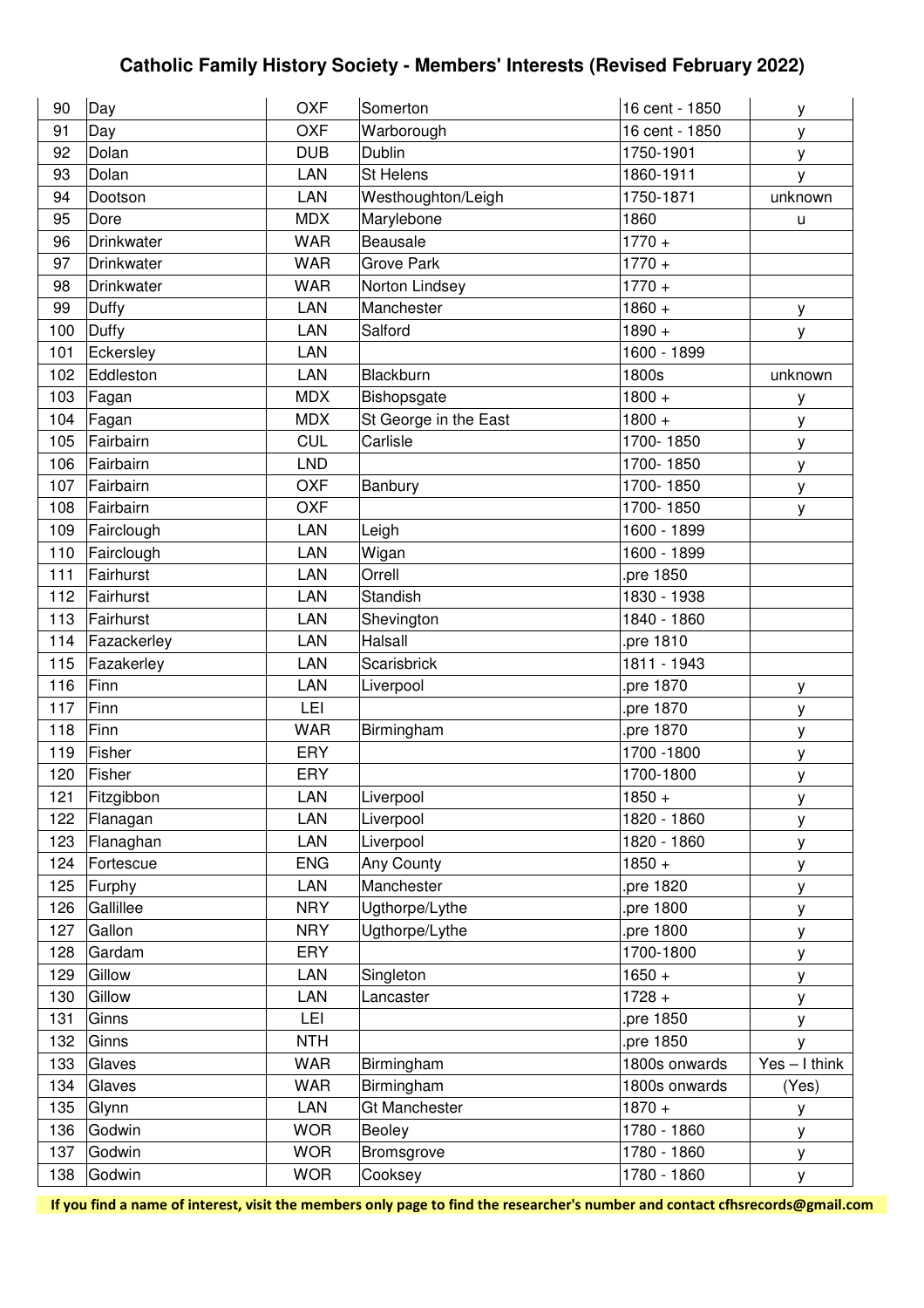# Catholic Family History Society - Members' Interests (Revised February 2022)

| | | | | | |
|---|---|---|---|---|---|
| 90 | Day | OXF | Somerton | 16 cent - 1850 | y |
| 91 | Day | OXF | Warborough | 16 cent - 1850 | y |
| 92 | Dolan | DUB | Dublin | 1750-1901 | y |
| 93 | Dolan | LAN | St Helens | 1860-1911 | y |
| 94 | Dootson | LAN | Westhoughton/Leigh | 1750-1871 | unknown |
| 95 | Dore | MDX | Marylebone | 1860 | u |
| 96 | Drinkwater | WAR | Beausale | 1770 + | |
| 97 | Drinkwater | WAR | Grove Park | 1770 + | |
| 98 | Drinkwater | WAR | Norton Lindsey | 1770 + | |
| 99 | Duffy | LAN | Manchester | 1860 + | y |
| 100 | Duffy | LAN | Salford | 1890 + | y |
| 101 | Eckersley | LAN | | 1600 - 1899 | |
| 102 | Eddleston | LAN | Blackburn | 1800s | unknown |
| 103 | Fagan | MDX | Bishopsgate | 1800 + | y |
| 104 | Fagan | MDX | St George in the East | 1800 + | y |
| 105 | Fairbairn | CUL | Carlisle | 1700- 1850 | y |
| 106 | Fairbairn | LND | | 1700- 1850 | y |
| 107 | Fairbairn | OXF | Banbury | 1700- 1850 | y |
| 108 | Fairbairn | OXF | | 1700- 1850 | y |
| 109 | Fairclough | LAN | Leigh | 1600 - 1899 | |
| 110 | Fairclough | LAN | Wigan | 1600 - 1899 | |
| 111 | Fairhurst | LAN | Orrell | .pre 1850 | |
| 112 | Fairhurst | LAN | Standish | 1830 - 1938 | |
| 113 | Fairhurst | LAN | Shevington | 1840 - 1860 | |
| 114 | Fazackerley | LAN | Halsall | .pre 1810 | |
| 115 | Fazakerley | LAN | Scarisbrick | 1811 - 1943 | |
| 116 | Finn | LAN | Liverpool | .pre 1870 | y |
| 117 | Finn | LEI | | .pre 1870 | y |
| 118 | Finn | WAR | Birmingham | .pre 1870 | y |
| 119 | Fisher | ERY | | 1700 -1800 | y |
| 120 | Fisher | ERY | | 1700-1800 | y |
| 121 | Fitzgibbon | LAN | Liverpool | 1850 + | y |
| 122 | Flanagan | LAN | Liverpool | 1820 - 1860 | y |
| 123 | Flanaghan | LAN | Liverpool | 1820 - 1860 | y |
| 124 | Fortescue | ENG | Any County | 1850 + | y |
| 125 | Furphy | LAN | Manchester | .pre 1820 | y |
| 126 | Gallillee | NRY | Ugthorpe/Lythe | .pre 1800 | y |
| 127 | Gallon | NRY | Ugthorpe/Lythe | .pre 1800 | y |
| 128 | Gardam | ERY | | 1700-1800 | y |
| 129 | Gillow | LAN | Singleton | 1650 + | y |
| 130 | Gillow | LAN | Lancaster | 1728 + | y |
| 131 | Ginns | LEI | | .pre 1850 | y |
| 132 | Ginns | NTH | | .pre 1850 | y |
| 133 | Glaves | WAR | Birmingham | 1800s onwards | Yes – I think |
| 134 | Glaves | WAR | Birmingham | 1800s onwards | (Yes) |
| 135 | Glynn | LAN | Gt Manchester | 1870 + | y |
| 136 | Godwin | WOR | Beoley | 1780 - 1860 | y |
| 137 | Godwin | WOR | Bromsgrove | 1780 - 1860 | y |
| 138 | Godwin | WOR | Cooksey | 1780 - 1860 | y |

**If you find a name of interest, visit the members only page to find the researcher's number and contact cfhsrecords@gmail.com**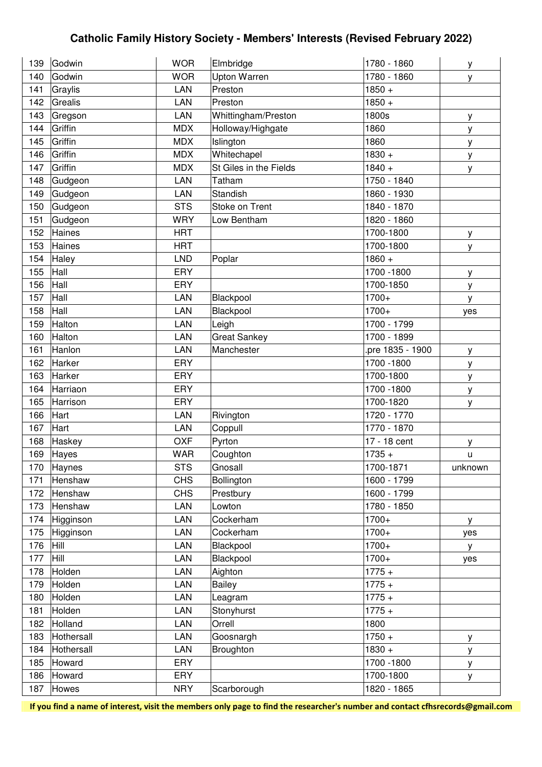# Catholic Family History Society - Members' Interests (Revised February 2022)

| | | | | | |
|---|---|---|---|---|---|
| 139 | Godwin | WOR | Elmbridge | 1780 - 1860 | y |
| 140 | Godwin | WOR | Upton Warren | 1780 - 1860 | y |
| 141 | Graylis | LAN | Preston | 1850 + | |
| 142 | Grealis | LAN | Preston | 1850 + | |
| 143 | Gregson | LAN | Whittingham/Preston | 1800s | y |
| 144 | Griffin | MDX | Holloway/Highgate | 1860 | y |
| 145 | Griffin | MDX | Islington | 1860 | y |
| 146 | Griffin | MDX | Whitechapel | 1830 + | y |
| 147 | Griffin | MDX | St Giles in the Fields | 1840 + | y |
| 148 | Gudgeon | LAN | Tatham | 1750 - 1840 | |
| 149 | Gudgeon | LAN | Standish | 1860 - 1930 | |
| 150 | Gudgeon | STS | Stoke on Trent | 1840 - 1870 | |
| 151 | Gudgeon | WRY | Low Bentham | 1820 - 1860 | |
| 152 | Haines | HRT | | 1700-1800 | y |
| 153 | Haines | HRT | | 1700-1800 | y |
| 154 | Haley | LND | Poplar | 1860 + | |
| 155 | Hall | ERY | | 1700 -1800 | y |
| 156 | Hall | ERY | | 1700-1850 | y |
| 157 | Hall | LAN | Blackpool | 1700+ | y |
| 158 | Hall | LAN | Blackpool | 1700+ | yes |
| 159 | Halton | LAN | Leigh | 1700 - 1799 | |
| 160 | Halton | LAN | Great Sankey | 1700 - 1899 | |
| 161 | Hanlon | LAN | Manchester | .pre 1835 - 1900 | y |
| 162 | Harker | ERY | | 1700 -1800 | y |
| 163 | Harker | ERY | | 1700-1800 | y |
| 164 | Harriaon | ERY | | 1700 -1800 | y |
| 165 | Harrison | ERY | | 1700-1820 | y |
| 166 | Hart | LAN | Rivington | 1720 - 1770 | |
| 167 | Hart | LAN | Coppull | 1770 - 1870 | |
| 168 | Haskey | OXF | Pyrton | 17 - 18 cent | y |
| 169 | Hayes | WAR | Coughton | 1735 + | u |
| 170 | Haynes | STS | Gnosall | 1700-1871 | unknown |
| 171 | Henshaw | CHS | Bollington | 1600 - 1799 | |
| 172 | Henshaw | CHS | Prestbury | 1600 - 1799 | |
| 173 | Henshaw | LAN | Lowton | 1780 - 1850 | |
| 174 | Higginson | LAN | Cockerham | 1700+ | y |
| 175 | Higginson | LAN | Cockerham | 1700+ | yes |
| 176 | Hill | LAN | Blackpool | 1700+ | y |
| 177 | Hill | LAN | Blackpool | 1700+ | yes |
| 178 | Holden | LAN | Aighton | 1775 + | |
| 179 | Holden | LAN | Bailey | 1775 + | |
| 180 | Holden | LAN | Leagram | 1775 + | |
| 181 | Holden | LAN | Stonyhurst | 1775 + | |
| 182 | Holland | LAN | Orrell | 1800 | |
| 183 | Hothersall | LAN | Goosnargh | 1750 + | y |
| 184 | Hothersall | LAN | Broughton | 1830 + | y |
| 185 | Howard | ERY | | 1700 -1800 | y |
| 186 | Howard | ERY | | 1700-1800 | y |
| 187 | Howes | NRY | Scarborough | 1820 - 1865 | |

**If you find a name of interest, visit the members only page to find the researcher's number and contact cfhsrecords@gmail.com**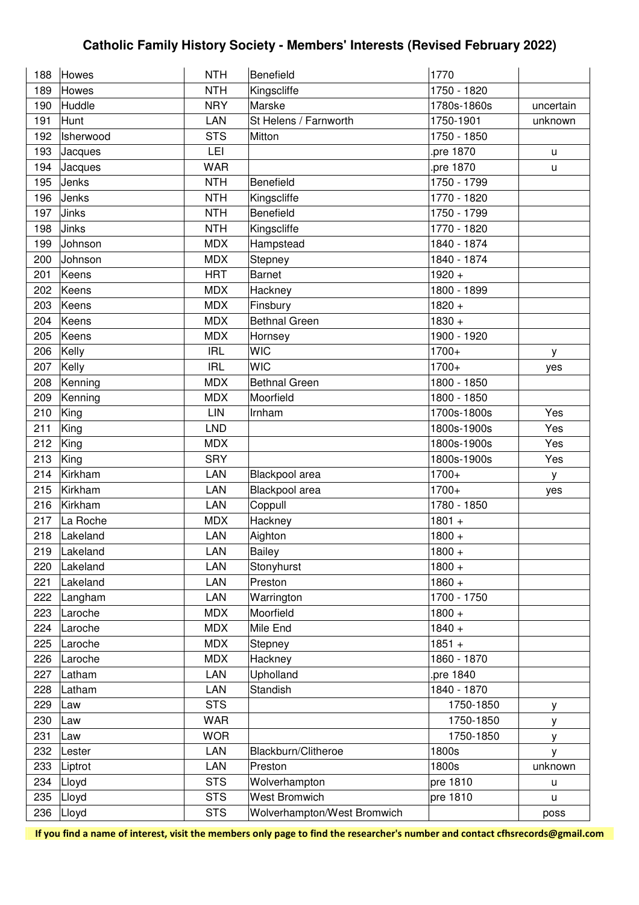# Catholic Family History Society - Members' Interests (Revised February 2022)

| | | | | | |
|---|---|---|---|---|---|
| 188 | Howes | NTH | Benefield | 1770 | |
| 189 | Howes | NTH | Kingscliffe | 1750 - 1820 | |
| 190 | Huddle | NRY | Marske | 1780s-1860s | uncertain |
| 191 | Hunt | LAN | St Helens / Farnworth | 1750-1901 | unknown |
| 192 | Isherwood | STS | Mitton | 1750 - 1850 | |
| 193 | Jacques | LEI | | .pre 1870 | u |
| 194 | Jacques | WAR | | .pre 1870 | u |
| 195 | Jenks | NTH | Benefield | 1750 - 1799 | |
| 196 | Jenks | NTH | Kingscliffe | 1770 - 1820 | |
| 197 | Jinks | NTH | Benefield | 1750 - 1799 | |
| 198 | Jinks | NTH | Kingscliffe | 1770 - 1820 | |
| 199 | Johnson | MDX | Hampstead | 1840 - 1874 | |
| 200 | Johnson | MDX | Stepney | 1840 - 1874 | |
| 201 | Keens | HRT | Barnet | 1920 + | |
| 202 | Keens | MDX | Hackney | 1800 - 1899 | |
| 203 | Keens | MDX | Finsbury | 1820 + | |
| 204 | Keens | MDX | Bethnal Green | 1830 + | |
| 205 | Keens | MDX | Hornsey | 1900 - 1920 | |
| 206 | Kelly | IRL | WIC | 1700+ | y |
| 207 | Kelly | IRL | WIC | 1700+ | yes |
| 208 | Kenning | MDX | Bethnal Green | 1800 - 1850 | |
| 209 | Kenning | MDX | Moorfield | 1800 - 1850 | |
| 210 | King | LIN | Irnham | 1700s-1800s | Yes |
| 211 | King | LND | | 1800s-1900s | Yes |
| 212 | King | MDX | | 1800s-1900s | Yes |
| 213 | King | SRY | | 1800s-1900s | Yes |
| 214 | Kirkham | LAN | Blackpool area | 1700+ | y |
| 215 | Kirkham | LAN | Blackpool area | 1700+ | yes |
| 216 | Kirkham | LAN | Coppull | 1780 - 1850 | |
| 217 | La Roche | MDX | Hackney | 1801 + | |
| 218 | Lakeland | LAN | Aighton | 1800 + | |
| 219 | Lakeland | LAN | Bailey | 1800 + | |
| 220 | Lakeland | LAN | Stonyhurst | 1800 + | |
| 221 | Lakeland | LAN | Preston | 1860 + | |
| 222 | Langham | LAN | Warrington | 1700 - 1750 | |
| 223 | Laroche | MDX | Moorfield | 1800 + | |
| 224 | Laroche | MDX | Mile End | 1840 + | |
| 225 | Laroche | MDX | Stepney | 1851 + | |
| 226 | Laroche | MDX | Hackney | 1860 - 1870 | |
| 227 | Latham | LAN | Upholland | .pre 1840 | |
| 228 | Latham | LAN | Standish | 1840 - 1870 | |
| 229 | Law | STS | | 1750-1850 | y |
| 230 | Law | WAR | | 1750-1850 | y |
| 231 | Law | WOR | | 1750-1850 | y |
| 232 | Lester | LAN | Blackburn/Clitheroe | 1800s | y |
| 233 | Liptrot | LAN | Preston | 1800s | unknown |
| 234 | Lloyd | STS | Wolverhampton | pre 1810 | u |
| 235 | Lloyd | STS | West Bromwich | pre 1810 | u |
| 236 | Lloyd | STS | Wolverhampton/West Bromwich | | poss |

**If you find a name of interest, visit the members only page to find the researcher's number and contact cfhsrecords@gmail.com**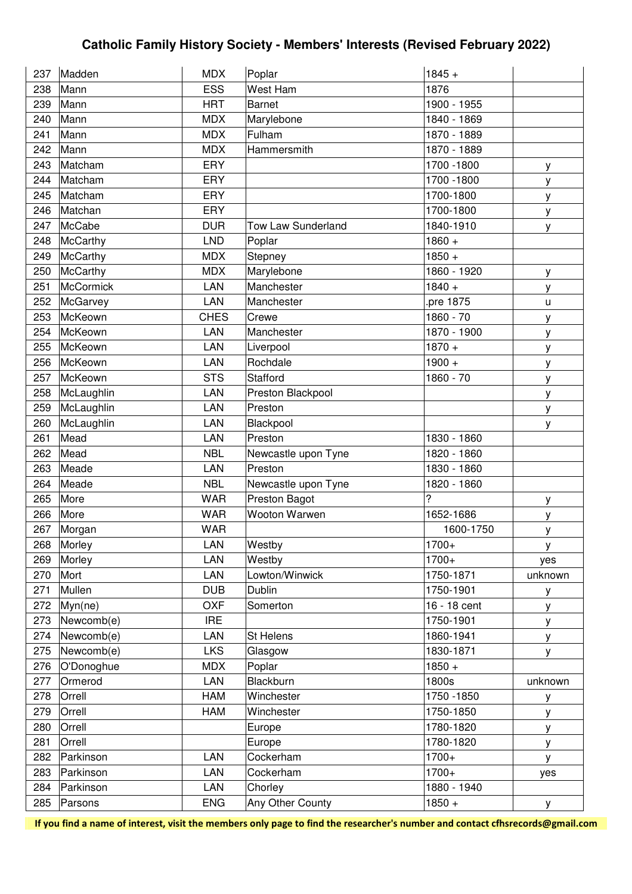# Catholic Family History Society - Members' Interests (Revised February 2022)

| | | | | | |
|---|---|---|---|---|---|
| 237 | Madden | MDX | Poplar | 1845 + | |
| 238 | Mann | ESS | West Ham | 1876 | |
| 239 | Mann | HRT | Barnet | 1900 - 1955 | |
| 240 | Mann | MDX | Marylebone | 1840 - 1869 | |
| 241 | Mann | MDX | Fulham | 1870 - 1889 | |
| 242 | Mann | MDX | Hammersmith | 1870 - 1889 | |
| 243 | Matcham | ERY | | 1700 -1800 | y |
| 244 | Matcham | ERY | | 1700 -1800 | y |
| 245 | Matcham | ERY | | 1700-1800 | y |
| 246 | Matchan | ERY | | 1700-1800 | y |
| 247 | McCabe | DUR | Tow Law Sunderland | 1840-1910 | y |
| 248 | McCarthy | LND | Poplar | 1860 + | |
| 249 | McCarthy | MDX | Stepney | 1850 + | |
| 250 | McCarthy | MDX | Marylebone | 1860 - 1920 | y |
| 251 | McCormick | LAN | Manchester | 1840 + | y |
| 252 | McGarvey | LAN | Manchester | .pre 1875 | u |
| 253 | McKeown | CHES | Crewe | 1860 - 70 | y |
| 254 | McKeown | LAN | Manchester | 1870 - 1900 | y |
| 255 | McKeown | LAN | Liverpool | 1870 + | y |
| 256 | McKeown | LAN | Rochdale | 1900 + | y |
| 257 | McKeown | STS | Stafford | 1860 - 70 | y |
| 258 | McLaughlin | LAN | Preston Blackpool | | y |
| 259 | McLaughlin | LAN | Preston | | y |
| 260 | McLaughlin | LAN | Blackpool | | y |
| 261 | Mead | LAN | Preston | 1830 - 1860 | |
| 262 | Mead | NBL | Newcastle upon Tyne | 1820 - 1860 | |
| 263 | Meade | LAN | Preston | 1830 - 1860 | |
| 264 | Meade | NBL | Newcastle upon Tyne | 1820 - 1860 | |
| 265 | More | WAR | Preston Bagot | ? | y |
| 266 | More | WAR | Wooton Warwen | 1652-1686 | y |
| 267 | Morgan | WAR | | 1600-1750 | y |
| 268 | Morley | LAN | Westby | 1700+ | y |
| 269 | Morley | LAN | Westby | 1700+ | yes |
| 270 | Mort | LAN | Lowton/Winwick | 1750-1871 | unknown |
| 271 | Mullen | DUB | Dublin | 1750-1901 | y |
| 272 | Myn(ne) | OXF | Somerton | 16 - 18 cent | y |
| 273 | Newcomb(e) | IRE | | 1750-1901 | y |
| 274 | Newcomb(e) | LAN | St Helens | 1860-1941 | y |
| 275 | Newcomb(e) | LKS | Glasgow | 1830-1871 | y |
| 276 | O'Donoghue | MDX | Poplar | 1850 + | |
| 277 | Ormerod | LAN | Blackburn | 1800s | unknown |
| 278 | Orrell | HAM | Winchester | 1750 -1850 | y |
| 279 | Orrell | HAM | Winchester | 1750-1850 | y |
| 280 | Orrell | | Europe | 1780-1820 | y |
| 281 | Orrell | | Europe | 1780-1820 | y |
| 282 | Parkinson | LAN | Cockerham | 1700+ | y |
| 283 | Parkinson | LAN | Cockerham | 1700+ | yes |
| 284 | Parkinson | LAN | Chorley | 1880 - 1940 | |
| 285 | Parsons | ENG | Any Other County | 1850 + | y |

**If you find a name of interest, visit the members only page to find the researcher's number and contact cfhsrecords@gmail.com**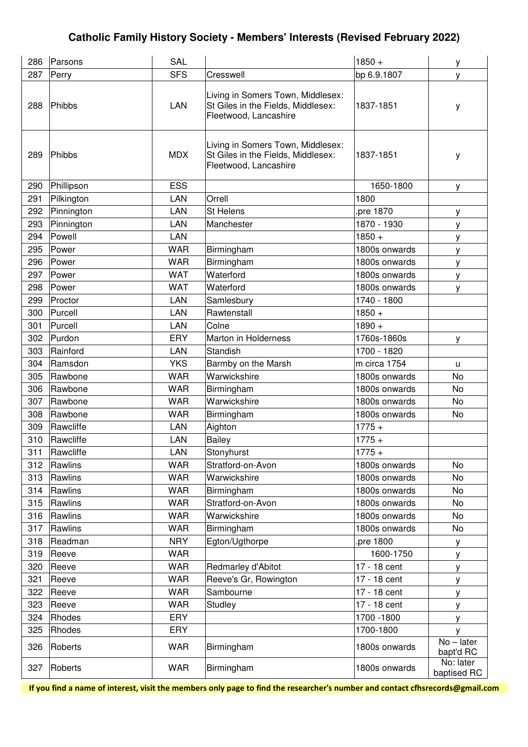# Catholic Family History Society - Members' Interests (Revised February 2022)

| | | | | | |
|---|---|---|---|---|---|
| 286 | Parsons | SAL | | 1850 + | y |
| 287 | Perry | SFS | Cresswell | bp 6.9.1807 | y |
| 288 | Phibbs | LAN | Living in Somers Town, Middlesex: St Giles in the Fields, Middlesex: Fleetwood, Lancashire | 1837-1851 | y |
| 289 | Phibbs | MDX | Living in Somers Town, Middlesex: St Giles in the Fields, Middlesex: Fleetwood, Lancashire | 1837-1851 | y |
| 290 | Phillipson | ESS | | 1650-1800 | y |
| 291 | Pilkington | LAN | Orrell | 1800 | |
| 292 | Pinnington | LAN | St Helens | .pre 1870 | y |
| 293 | Pinnington | LAN | Manchester | 1870 - 1930 | y |
| 294 | Powell | LAN | | 1850 + | y |
| 295 | Power | WAR | Birmingham | 1800s onwards | y |
| 296 | Power | WAR | Birmingham | 1800s onwards | y |
| 297 | Power | WAT | Waterford | 1800s onwards | y |
| 298 | Power | WAT | Waterford | 1800s onwards | y |
| 299 | Proctor | LAN | Samlesbury | 1740 - 1800 | |
| 300 | Purcell | LAN | Rawtenstall | 1850 + | |
| 301 | Purcell | LAN | Colne | 1890 + | |
| 302 | Purdon | ERY | Marton in Holderness | 1760s-1860s | y |
| 303 | Rainford | LAN | Standish | 1700 - 1820 | |
| 304 | Ramsdon | YKS | Barmby on the Marsh | m circa 1754 | u |
| 305 | Rawbone | WAR | Warwickshire | 1800s onwards | No |
| 306 | Rawbone | WAR | Birmingham | 1800s onwards | No |
| 307 | Rawbone | WAR | Warwickshire | 1800s onwards | No |
| 308 | Rawbone | WAR | Birmingham | 1800s onwards | No |
| 309 | Rawcliffe | LAN | Aighton | 1775 + | |
| 310 | Rawcliffe | LAN | Bailey | 1775 + | |
| 311 | Rawcliffe | LAN | Stonyhurst | 1775 + | |
| 312 | Rawlins | WAR | Stratford-on-Avon | 1800s onwards | No |
| 313 | Rawlins | WAR | Warwickshire | 1800s onwards | No |
| 314 | Rawlins | WAR | Birmingham | 1800s onwards | No |
| 315 | Rawlins | WAR | Stratford-on-Avon | 1800s onwards | No |
| 316 | Rawlins | WAR | Warwickshire | 1800s onwards | No |
| 317 | Rawlins | WAR | Birmingham | 1800s onwards | No |
| 318 | Readman | NRY | Egton/Ugthorpe | .pre 1800 | y |
| 319 | Reeve | WAR | | 1600-1750 | y |
| 320 | Reeve | WAR | Redmarley d'Abitot | 17 - 18 cent | y |
| 321 | Reeve | WAR | Reeve's Gr, Rowington | 17 - 18 cent | y |
| 322 | Reeve | WAR | Sambourne | 17 - 18 cent | y |
| 323 | Reeve | WAR | Studley | 17 - 18 cent | y |
| 324 | Rhodes | ERY | | 1700 -1800 | y |
| 325 | Rhodes | ERY | | 1700-1800 | y |
| 326 | Roberts | WAR | Birmingham | 1800s onwards | No – later bapt'd RC |
| 327 | Roberts | WAR | Birmingham | 1800s onwards | No: later baptised RC |

**If you find a name of interest, visit the members only page to find the researcher's number and contact cfhsrecords@gmail.com**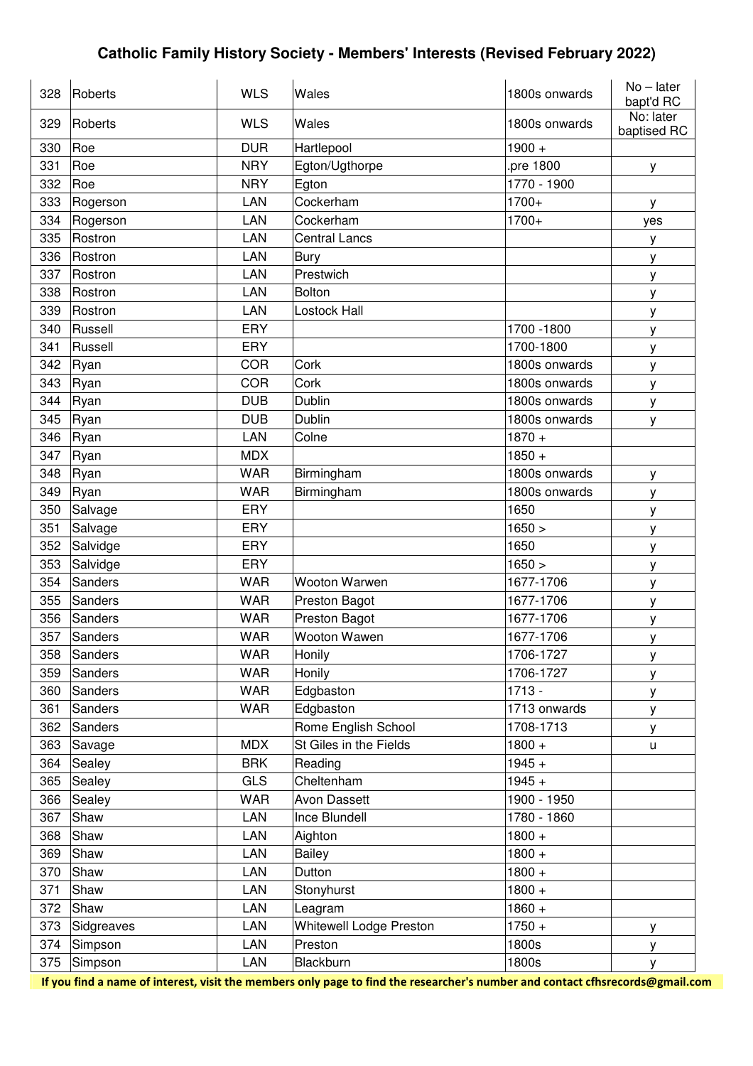# Catholic Family History Society - Members' Interests (Revised February 2022)

| | | | | | |
|---|---|---|---|---|---|
| 328 | Roberts | WLS | Wales | 1800s onwards | No – later bapt'd RC |
| 329 | Roberts | WLS | Wales | 1800s onwards | No: later baptised RC |
| 330 | Roe | DUR | Hartlepool | 1900 + | |
| 331 | Roe | NRY | Egton/Ugthorpe | .pre 1800 | y |
| 332 | Roe | NRY | Egton | 1770 - 1900 | |
| 333 | Rogerson | LAN | Cockerham | 1700+ | y |
| 334 | Rogerson | LAN | Cockerham | 1700+ | yes |
| 335 | Rostron | LAN | Central Lancs | | y |
| 336 | Rostron | LAN | Bury | | y |
| 337 | Rostron | LAN | Prestwich | | y |
| 338 | Rostron | LAN | Bolton | | y |
| 339 | Rostron | LAN | Lostock Hall | | y |
| 340 | Russell | ERY | | 1700 -1800 | y |
| 341 | Russell | ERY | | 1700-1800 | y |
| 342 | Ryan | COR | Cork | 1800s onwards | y |
| 343 | Ryan | COR | Cork | 1800s onwards | y |
| 344 | Ryan | DUB | Dublin | 1800s onwards | y |
| 345 | Ryan | DUB | Dublin | 1800s onwards | y |
| 346 | Ryan | LAN | Colne | 1870 + | |
| 347 | Ryan | MDX | | 1850 + | |
| 348 | Ryan | WAR | Birmingham | 1800s onwards | y |
| 349 | Ryan | WAR | Birmingham | 1800s onwards | y |
| 350 | Salvage | ERY | | 1650 | y |
| 351 | Salvage | ERY | | 1650 > | y |
| 352 | Salvidge | ERY | | 1650 | y |
| 353 | Salvidge | ERY | | 1650 > | y |
| 354 | Sanders | WAR | Wooton Warwen | 1677-1706 | y |
| 355 | Sanders | WAR | Preston Bagot | 1677-1706 | y |
| 356 | Sanders | WAR | Preston Bagot | 1677-1706 | y |
| 357 | Sanders | WAR | Wooton Wawen | 1677-1706 | y |
| 358 | Sanders | WAR | Honily | 1706-1727 | y |
| 359 | Sanders | WAR | Honily | 1706-1727 | y |
| 360 | Sanders | WAR | Edgbaston | 1713 - | y |
| 361 | Sanders | WAR | Edgbaston | 1713 onwards | y |
| 362 | Sanders | | Rome English School | 1708-1713 | y |
| 363 | Savage | MDX | St Giles in the Fields | 1800 + | u |
| 364 | Sealey | BRK | Reading | 1945 + | |
| 365 | Sealey | GLS | Cheltenham | 1945 + | |
| 366 | Sealey | WAR | Avon Dassett | 1900 - 1950 | |
| 367 | Shaw | LAN | Ince Blundell | 1780 - 1860 | |
| 368 | Shaw | LAN | Aighton | 1800 + | |
| 369 | Shaw | LAN | Bailey | 1800 + | |
| 370 | Shaw | LAN | Dutton | 1800 + | |
| 371 | Shaw | LAN | Stonyhurst | 1800 + | |
| 372 | Shaw | LAN | Leagram | 1860 + | |
| 373 | Sidgreaves | LAN | Whitewell Lodge Preston | 1750 + | y |
| 374 | Simpson | LAN | Preston | 1800s | y |
| 375 | Simpson | LAN | Blackburn | 1800s | y |

**If you find a name of interest, visit the members only page to find the researcher's number and contact cfhsrecords@gmail.com**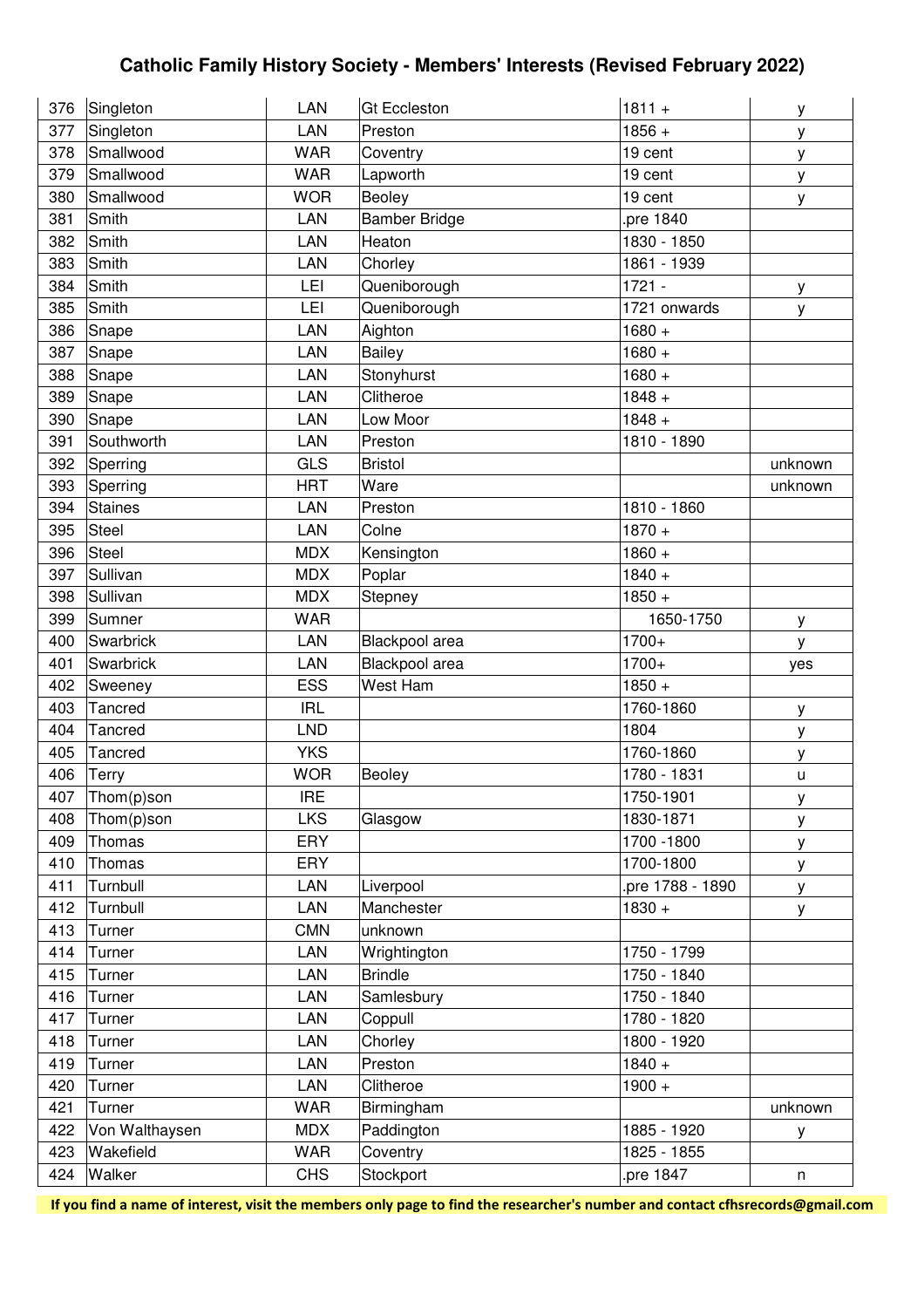## Catholic Family History Society - Members' Interests (Revised February 2022)

| | | | | | |
|---|---|---|---|---|---|
| 376 | Singleton | LAN | Gt Eccleston | 1811 + | y |
| 377 | Singleton | LAN | Preston | 1856 + | y |
| 378 | Smallwood | WAR | Coventry | 19 cent | y |
| 379 | Smallwood | WAR | Lapworth | 19 cent | y |
| 380 | Smallwood | WOR | Beoley | 19 cent | y |
| 381 | Smith | LAN | Bamber Bridge | .pre 1840 | |
| 382 | Smith | LAN | Heaton | 1830 - 1850 | |
| 383 | Smith | LAN | Chorley | 1861 - 1939 | |
| 384 | Smith | LEI | Queniborough | 1721 - | y |
| 385 | Smith | LEI | Queniborough | 1721 onwards | y |
| 386 | Snape | LAN | Aighton | 1680 + | |
| 387 | Snape | LAN | Bailey | 1680 + | |
| 388 | Snape | LAN | Stonyhurst | 1680 + | |
| 389 | Snape | LAN | Clitheroe | 1848 + | |
| 390 | Snape | LAN | Low Moor | 1848 + | |
| 391 | Southworth | LAN | Preston | 1810 - 1890 | |
| 392 | Sperring | GLS | Bristol | | unknown |
| 393 | Sperring | HRT | Ware | | unknown |
| 394 | Staines | LAN | Preston | 1810 - 1860 | |
| 395 | Steel | LAN | Colne | 1870 + | |
| 396 | Steel | MDX | Kensington | 1860 + | |
| 397 | Sullivan | MDX | Poplar | 1840 + | |
| 398 | Sullivan | MDX | Stepney | 1850 + | |
| 399 | Sumner | WAR | | 1650-1750 | y |
| 400 | Swarbrick | LAN | Blackpool area | 1700+ | y |
| 401 | Swarbrick | LAN | Blackpool area | 1700+ | yes |
| 402 | Sweeney | ESS | West Ham | 1850 + | |
| 403 | Tancred | IRL | | 1760-1860 | y |
| 404 | Tancred | LND | | 1804 | y |
| 405 | Tancred | YKS | | 1760-1860 | y |
| 406 | Terry | WOR | Beoley | 1780 - 1831 | u |
| 407 | Thom(p)son | IRE | | 1750-1901 | y |
| 408 | Thom(p)son | LKS | Glasgow | 1830-1871 | y |
| 409 | Thomas | ERY | | 1700 -1800 | y |
| 410 | Thomas | ERY | | 1700-1800 | y |
| 411 | Turnbull | LAN | Liverpool | .pre 1788 - 1890 | y |
| 412 | Turnbull | LAN | Manchester | 1830 + | y |
| 413 | Turner | CMN | unknown | | |
| 414 | Turner | LAN | Wrightington | 1750 - 1799 | |
| 415 | Turner | LAN | Brindle | 1750 - 1840 | |
| 416 | Turner | LAN | Samlesbury | 1750 - 1840 | |
| 417 | Turner | LAN | Coppull | 1780 - 1820 | |
| 418 | Turner | LAN | Chorley | 1800 - 1920 | |
| 419 | Turner | LAN | Preston | 1840 + | |
| 420 | Turner | LAN | Clitheroe | 1900 + | |
| 421 | Turner | WAR | Birmingham | | unknown |
| 422 | Von Walthaysen | MDX | Paddington | 1885 - 1920 | y |
| 423 | Wakefield | WAR | Coventry | 1825 - 1855 | |
| 424 | Walker | CHS | Stockport | .pre 1847 | n |

**If you find a name of interest, visit the members only page to find the researcher's number and contact cfhsrecords@gmail.com**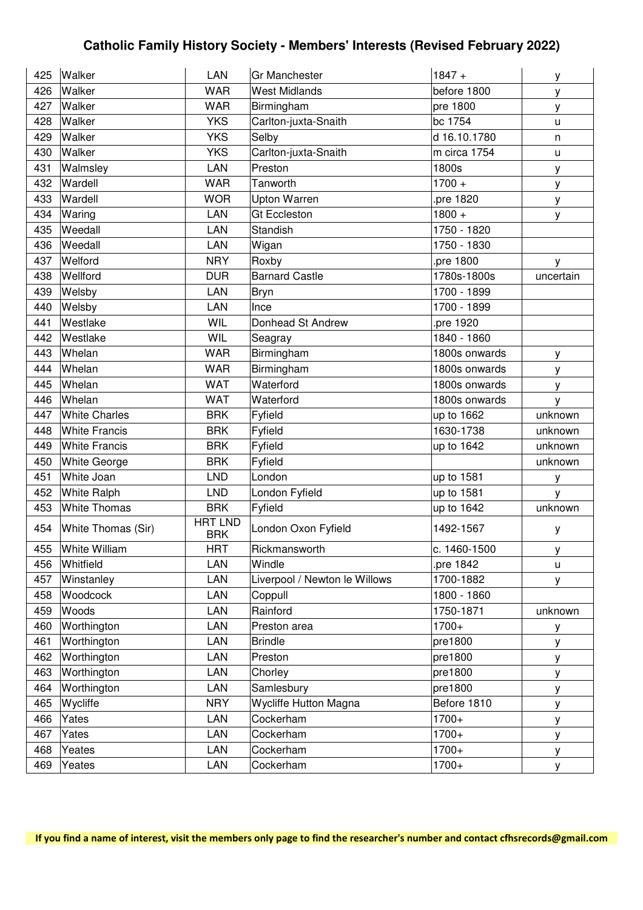# Catholic Family History Society - Members' Interests (Revised February 2022)

| | | | | | |
|---|---|---|---|---|---|
| 425 | Walker | LAN | Gr Manchester | 1847 + | y |
| 426 | Walker | WAR | West Midlands | before 1800 | y |
| 427 | Walker | WAR | Birmingham | pre 1800 | y |
| 428 | Walker | YKS | Carlton-juxta-Snaith | bc 1754 | u |
| 429 | Walker | YKS | Selby | d 16.10.1780 | n |
| 430 | Walker | YKS | Carlton-juxta-Snaith | m circa 1754 | u |
| 431 | Walmsley | LAN | Preston | 1800s | y |
| 432 | Wardell | WAR | Tanworth | 1700 + | y |
| 433 | Wardell | WOR | Upton Warren | .pre 1820 | y |
| 434 | Waring | LAN | Gt Eccleston | 1800 + | y |
| 435 | Weedall | LAN | Standish | 1750 - 1820 | |
| 436 | Weedall | LAN | Wigan | 1750 - 1830 | |
| 437 | Welford | NRY | Roxby | .pre 1800 | y |
| 438 | Wellford | DUR | Barnard Castle | 1780s-1800s | uncertain |
| 439 | Welsby | LAN | Bryn | 1700 - 1899 | |
| 440 | Welsby | LAN | Ince | 1700 - 1899 | |
| 441 | Westlake | WIL | Donhead St Andrew | .pre 1920 | |
| 442 | Westlake | WIL | Seagray | 1840 - 1860 | |
| 443 | Whelan | WAR | Birmingham | 1800s onwards | y |
| 444 | Whelan | WAR | Birmingham | 1800s onwards | y |
| 445 | Whelan | WAT | Waterford | 1800s onwards | y |
| 446 | Whelan | WAT | Waterford | 1800s onwards | y |
| 447 | White Charles | BRK | Fyfield | up to 1662 | unknown |
| 448 | White Francis | BRK | Fyfield | 1630-1738 | unknown |
| 449 | White Francis | BRK | Fyfield | up to 1642 | unknown |
| 450 | White George | BRK | Fyfield | | unknown |
| 451 | White Joan | LND | London | up to 1581 | y |
| 452 | White Ralph | LND | London Fyfield | up to 1581 | y |
| 453 | White Thomas | BRK | Fyfield | up to 1642 | unknown |
| 454 | White Thomas (Sir) | HRT LND BRK | London Oxon Fyfield | 1492-1567 | y |
| 455 | White William | HRT | Rickmansworth | c. 1460-1500 | y |
| 456 | Whitfield | LAN | Windle | .pre 1842 | u |
| 457 | Winstanley | LAN | Liverpool / Newton le Willows | 1700-1882 | y |
| 458 | Woodcock | LAN | Coppull | 1800 - 1860 | |
| 459 | Woods | LAN | Rainford | 1750-1871 | unknown |
| 460 | Worthington | LAN | Preston area | 1700+ | y |
| 461 | Worthington | LAN | Brindle | pre1800 | y |
| 462 | Worthington | LAN | Preston | pre1800 | y |
| 463 | Worthington | LAN | Chorley | pre1800 | y |
| 464 | Worthington | LAN | Samlesbury | pre1800 | y |
| 465 | Wycliffe | NRY | Wycliffe Hutton Magna | Before 1810 | y |
| 466 | Yates | LAN | Cockerham | 1700+ | y |
| 467 | Yates | LAN | Cockerham | 1700+ | y |
| 468 | Yeates | LAN | Cockerham | 1700+ | y |
| 469 | Yeates | LAN | Cockerham | 1700+ | y |

**If you find a name of interest, visit the members only page to find the researcher's number and contact cfhsrecords@gmail.com**